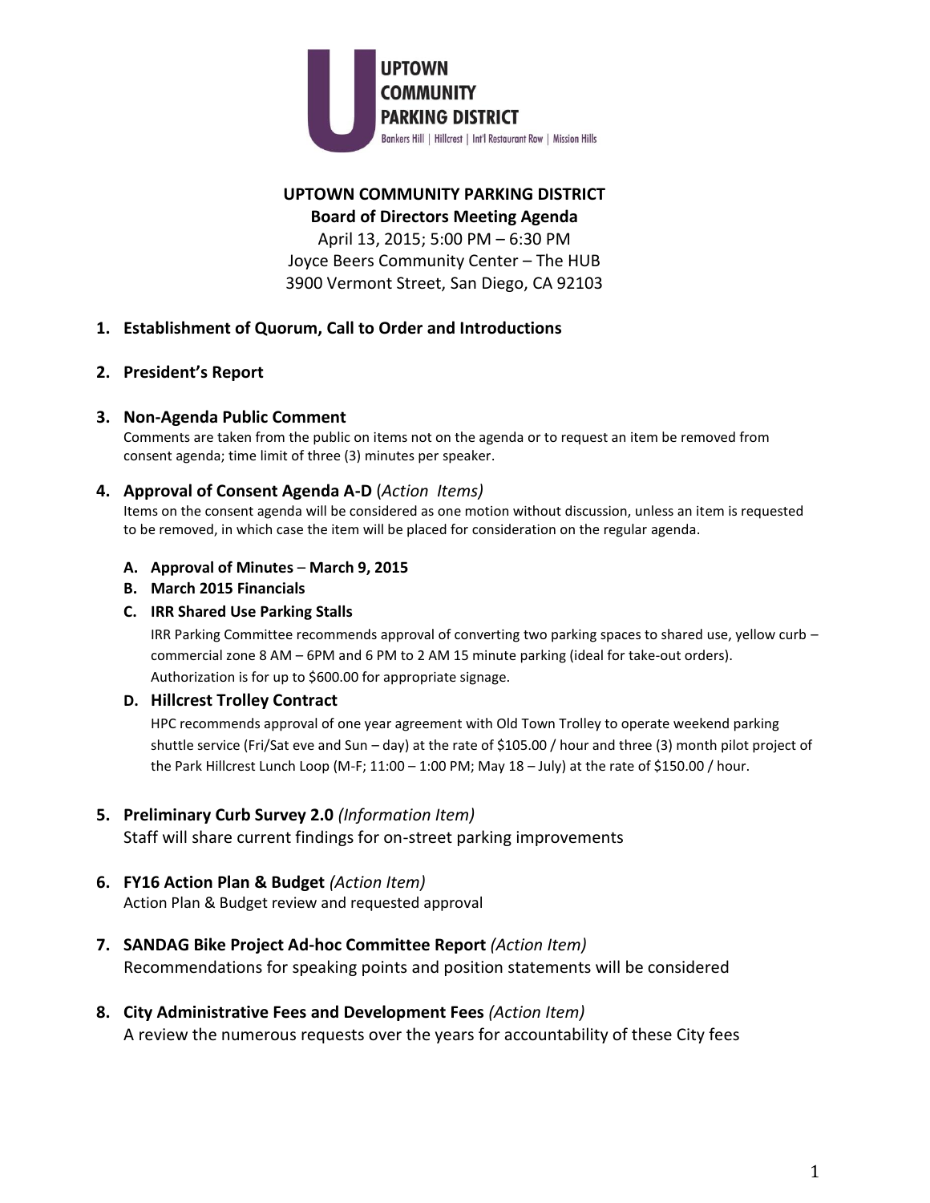UPTOWN COMMUNITY PARKING DISTRICT

Bankers Hill | Hillcrest | Int'l Restaurant Row | Mission Hills

**UPTOWN COMMUNITY PARKING DISTRICT**
**Board of Directors Meeting Agenda**
April 13, 2015; 5:00 PM – 6:30 PM
Joyce Beers Community Center – The HUB
3900 Vermont Street, San Diego, CA 92103

1. **Establishment of Quorum, Call to Order and Introductions**

2. **President's Report**

3. **Non-Agenda Public Comment**
   Comments are taken from the public on items not on the agenda or to request an item be removed from consent agenda; time limit of three (3) minutes per speaker.

4. **Approval of Consent Agenda A-D** (*Action Items)*
   Items on the consent agenda will be considered as one motion without discussion, unless an item is requested to be removed, in which case the item will be placed for consideration on the regular agenda.

   A. **Approval of Minutes** – **March 9, 2015**
   B. **March 2015 Financials**
   C. **IRR Shared Use Parking Stalls**
      IRR Parking Committee recommends approval of converting two parking spaces to shared use, yellow curb – commercial zone 8 AM – 6PM and 6 PM to 2 AM 15 minute parking (ideal for take-out orders). Authorization is for up to $600.00 for appropriate signage.
   D. **Hillcrest Trolley Contract**
      HPC recommends approval of one year agreement with Old Town Trolley to operate weekend parking shuttle service (Fri/Sat eve and Sun – day) at the rate of $105.00 / hour and three (3) month pilot project of the Park Hillcrest Lunch Loop (M-F; 11:00 – 1:00 PM; May 18 – July) at the rate of $150.00 / hour.

5. **Preliminary Curb Survey 2.0** *(Information Item)*
   Staff will share current findings for on-street parking improvements

6. **FY16 Action Plan & Budget** *(Action Item)*
   Action Plan & Budget review and requested approval

7. **SANDAG Bike Project Ad-hoc Committee Report** *(Action Item)*
   Recommendations for speaking points and position statements will be considered

8. **City Administrative Fees and Development Fees** *(Action Item)*
   A review the numerous requests over the years for accountability of these City fees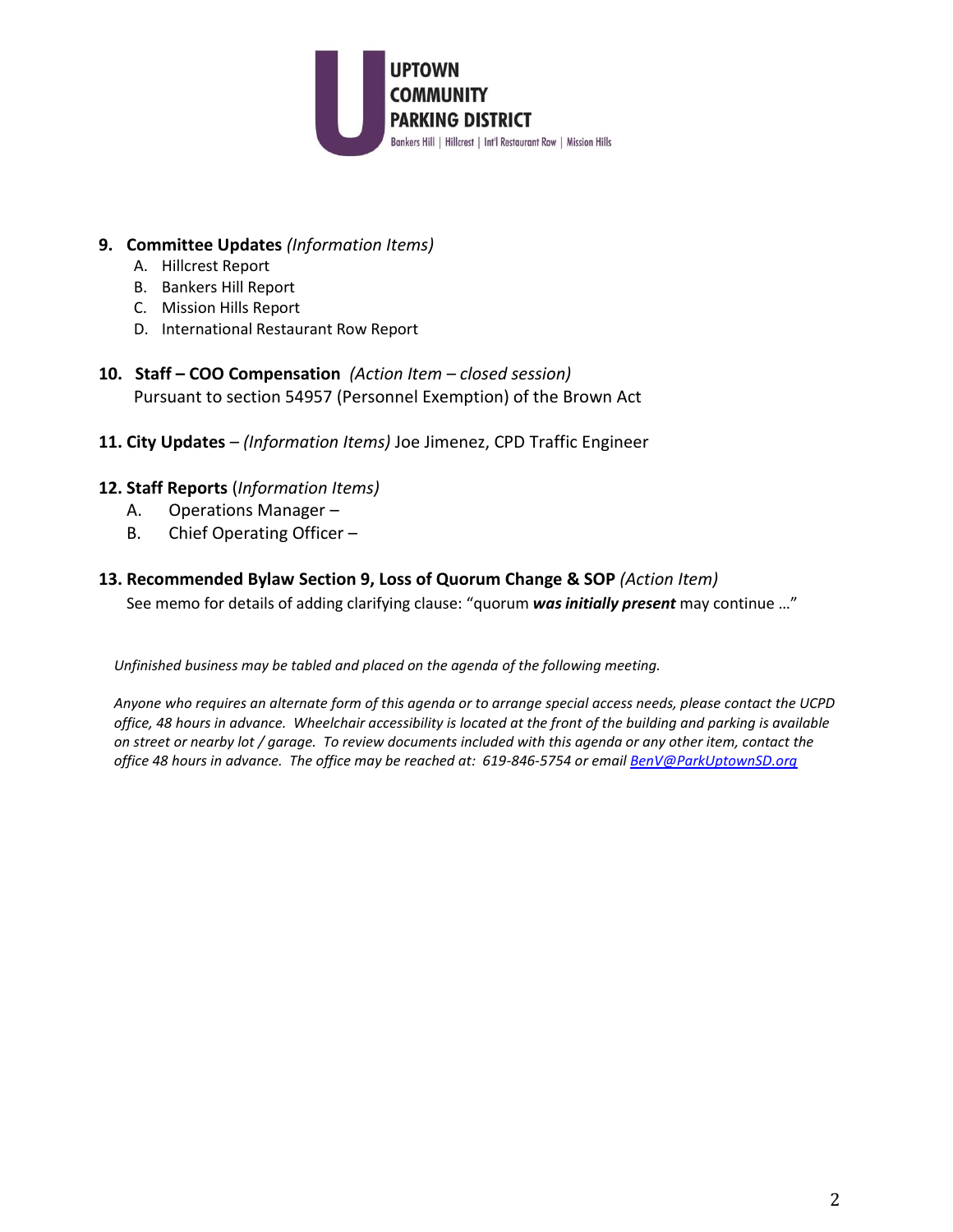UPTOWN COMMUNITY PARKING DISTRICT

Bankers Hill | Hillcrest | Int'l Restaurant Row | Mission Hills

9. **Committee Updates** *(Information Items)*
   A. Hillcrest Report
   B. Bankers Hill Report
   C. Mission Hills Report
   D. International Restaurant Row Report

10. **Staff – COO Compensation** *(Action Item – closed session)*
    Pursuant to section 54957 (Personnel Exemption) of the Brown Act

11. **City Updates** – *(Information Items)* Joe Jimenez, CPD Traffic Engineer

12. **Staff Reports** (*Information Items)*
    A. Operations Manager –
    B. Chief Operating Officer –

13. **Recommended Bylaw Section 9, Loss of Quorum Change & SOP** *(Action Item)*
    See memo for details of adding clarifying clause: "quorum ***was initially present*** may continue …"

*Unfinished business may be tabled and placed on the agenda of the following meeting.*

*Anyone who requires an alternate form of this agenda or to arrange special access needs, please contact the UCPD office, 48 hours in advance. Wheelchair accessibility is located at the front of the building and parking is available on street or nearby lot / garage. To review documents included with this agenda or any other item, contact the office 48 hours in advance. The office may be reached at: 619-846-5754 or email BenV@ParkUptownSD.org*